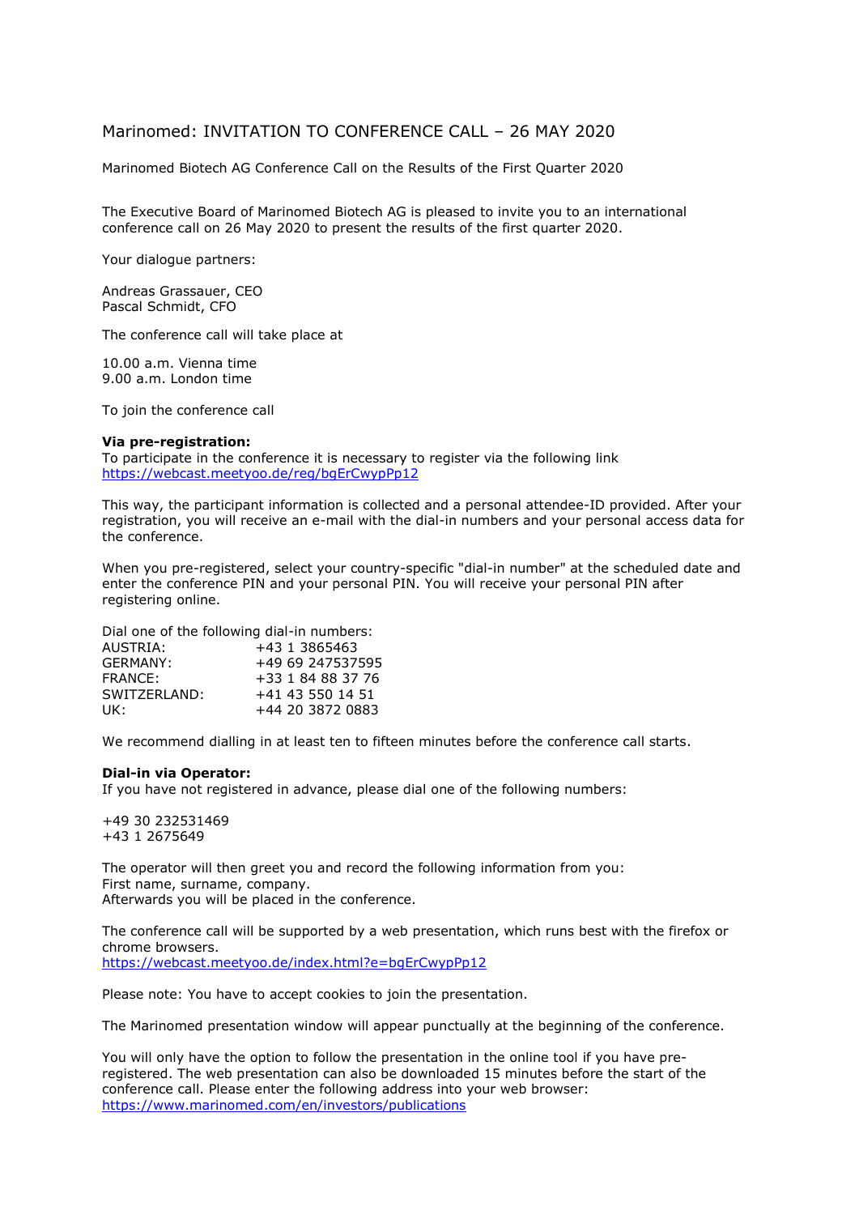# Marinomed: INVITATION TO CONFERENCE CALL – 26 MAY 2020

Marinomed Biotech AG Conference Call on the Results of the First Quarter 2020

The Executive Board of Marinomed Biotech AG is pleased to invite you to an international conference call on 26 May 2020 to present the results of the first quarter 2020.

Your dialogue partners:

Andreas Grassauer, CEO
Pascal Schmidt, CFO

The conference call will take place at

10.00 a.m. Vienna time
9.00 a.m. London time

To join the conference call

**Via pre-registration:**
To participate in the conference it is necessary to register via the following link
https://webcast.meetyoo.de/reg/bgErCwypPp12

This way, the participant information is collected and a personal attendee-ID provided. After your registration, you will receive an e-mail with the dial-in numbers and your personal access data for the conference.

When you pre-registered, select your country-specific "dial-in number" at the scheduled date and enter the conference PIN and your personal PIN. You will receive your personal PIN after registering online.

Dial one of the following dial-in numbers:

| | |
|---|---|
| AUSTRIA: | +43 1 3865463 |
| GERMANY: | +49 69 247537595 |
| FRANCE: | +33 1 84 88 37 76 |
| SWITZERLAND: | +41 43 550 14 51 |
| UK: | +44 20 3872 0883 |

We recommend dialling in at least ten to fifteen minutes before the conference call starts.

**Dial-in via Operator:**
If you have not registered in advance, please dial one of the following numbers:

+49 30 232531469
+43 1 2675649

The operator will then greet you and record the following information from you:
First name, surname, company.
Afterwards you will be placed in the conference.

The conference call will be supported by a web presentation, which runs best with the firefox or chrome browsers.
https://webcast.meetyoo.de/index.html?e=bgErCwypPp12

Please note: You have to accept cookies to join the presentation.

The Marinomed presentation window will appear punctually at the beginning of the conference.

You will only have the option to follow the presentation in the online tool if you have pre-registered. The web presentation can also be downloaded 15 minutes before the start of the conference call. Please enter the following address into your web browser:
https://www.marinomed.com/en/investors/publications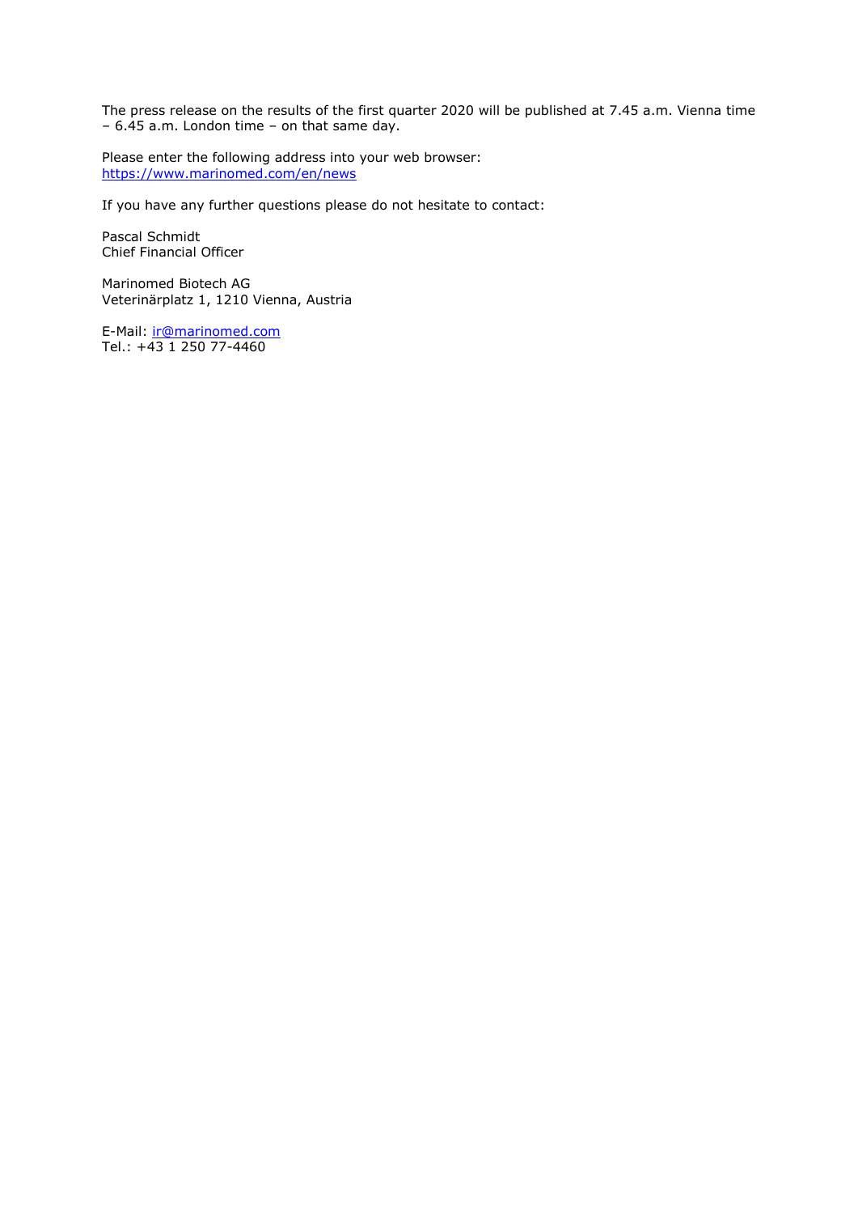The press release on the results of the first quarter 2020 will be published at 7.45 a.m. Vienna time – 6.45 a.m. London time – on that same day.

Please enter the following address into your web browser:
https://www.marinomed.com/en/news

If you have any further questions please do not hesitate to contact:

Pascal Schmidt
Chief Financial Officer

Marinomed Biotech AG
Veterinärplatz 1, 1210 Vienna, Austria

E-Mail: ir@marinomed.com
Tel.: +43 1 250 77-4460